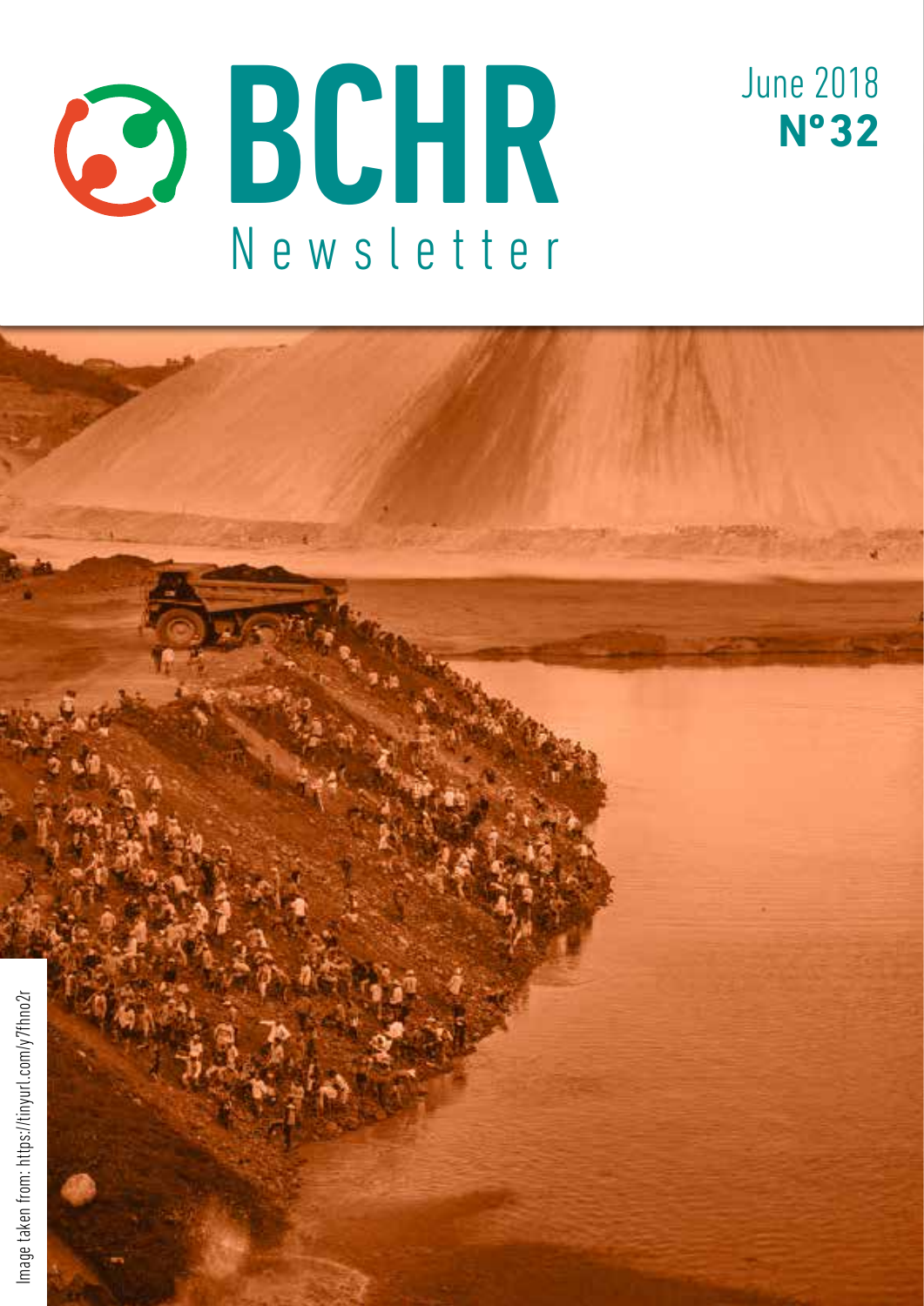# BCHR Newsletter

June 2018
**Nº 32**

Image taken from: https://tinyurl.com/y7fhno2r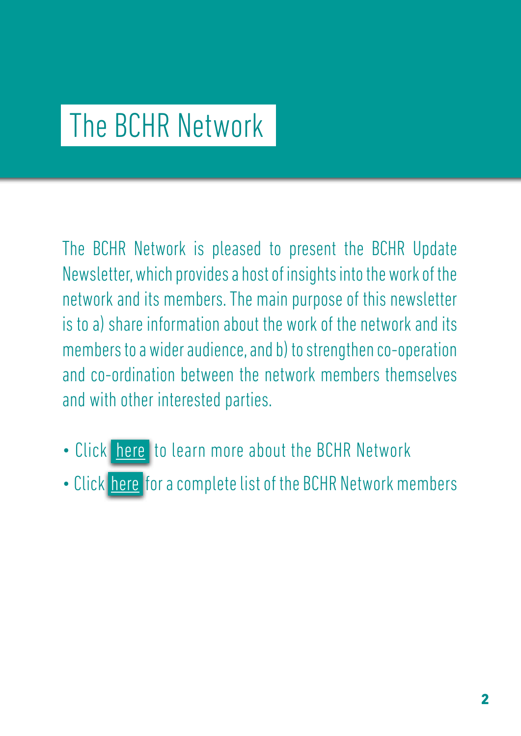# The BCHR Network

The BCHR Network is pleased to present the BCHR Update Newsletter, which provides a host of insights into the work of the network and its members. The main purpose of this newsletter is to a) share information about the work of the network and its members to a wider audience, and b) to strengthen co-operation and co-ordination between the network members themselves and with other interested parties.

- Click here to learn more about the BCHR Network
- Click here for a complete list of the BCHR Network members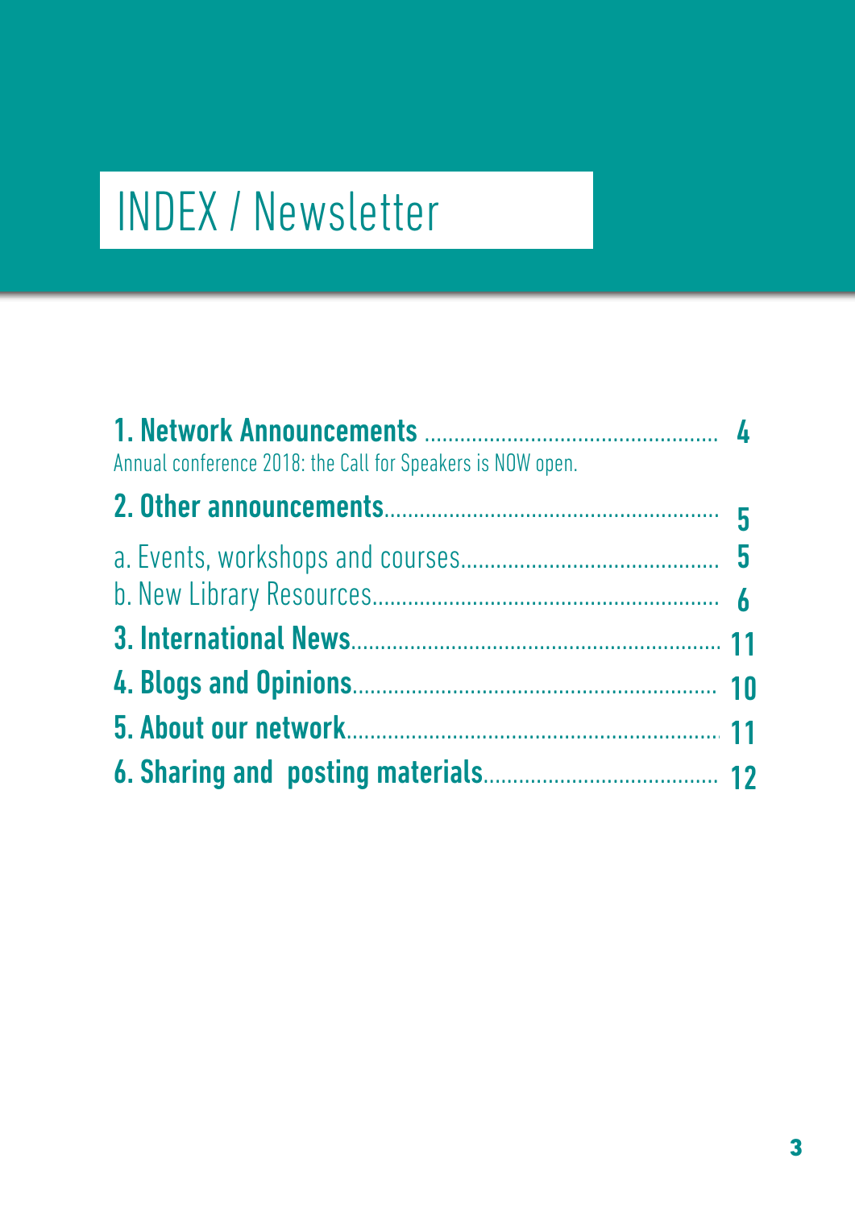# INDEX / Newsletter

**1. Network Announcements** .................................................. **4**

Annual conference 2018: the Call for Speakers is NOW open.

**2. Other announcements**......................................................... **5**

a. Events, workshops and courses............................................ **5**

b. New Library Resources.......................................................... **6**

**3. International News**............................................................. **11**

**4. Blogs and Opinions**............................................................. **10**

**5. About our network**............................................................... **11**

**6. Sharing and posting materials**........................................ **12**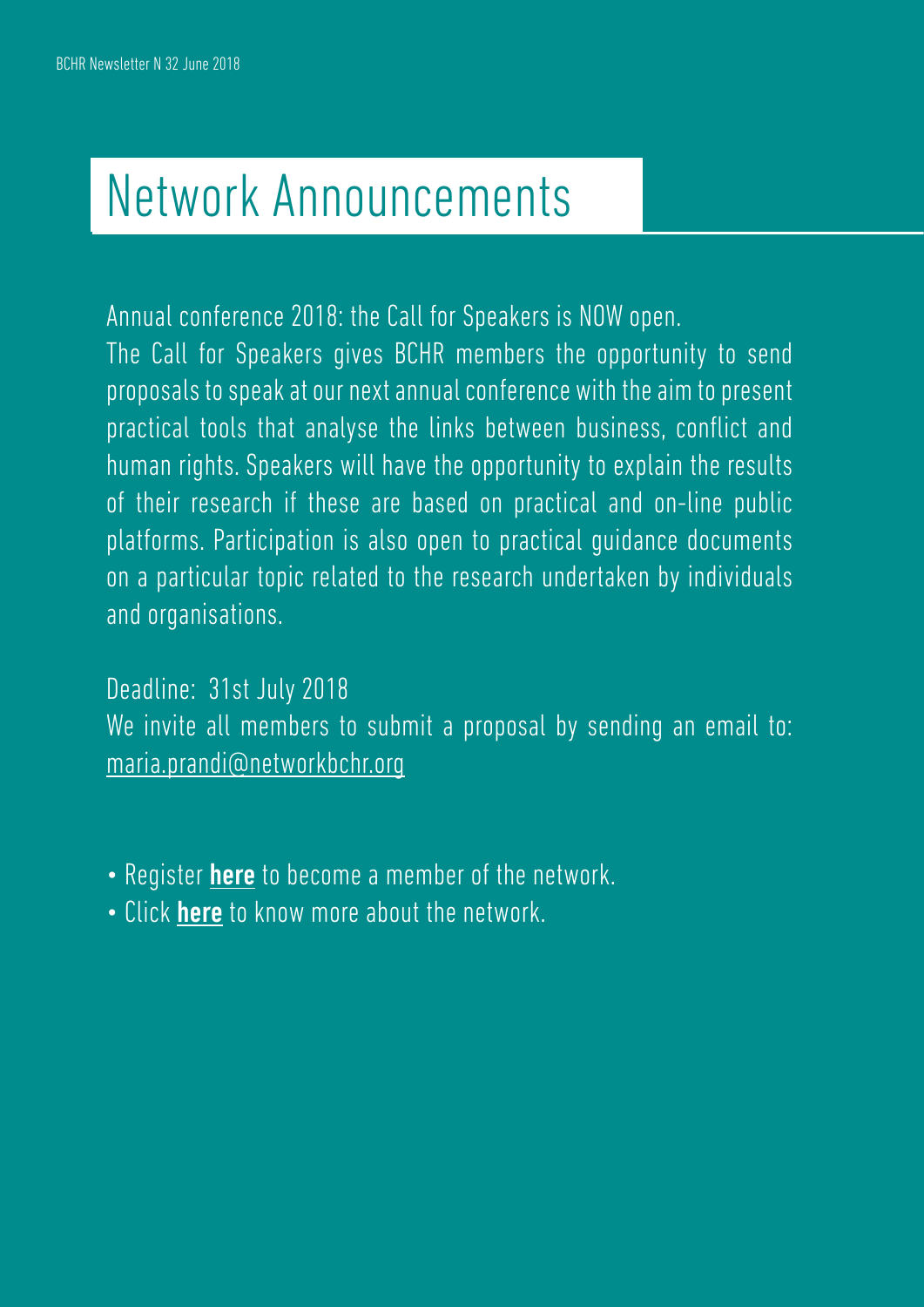# Network Announcements

Annual conference 2018: the Call for Speakers is NOW open.
The Call for Speakers gives BCHR members the opportunity to send proposals to speak at our next annual conference with the aim to present practical tools that analyse the links between business, conflict and human rights. Speakers will have the opportunity to explain the results of their research if these are based on practical and on-line public platforms. Participation is also open to practical guidance documents on a particular topic related to the research undertaken by individuals and organisations.

Deadline: 31st July 2018
We invite all members to submit a proposal by sending an email to: maria.prandi@networkbchr.org

- Register **here** to become a member of the network.
- Click **here** to know more about the network.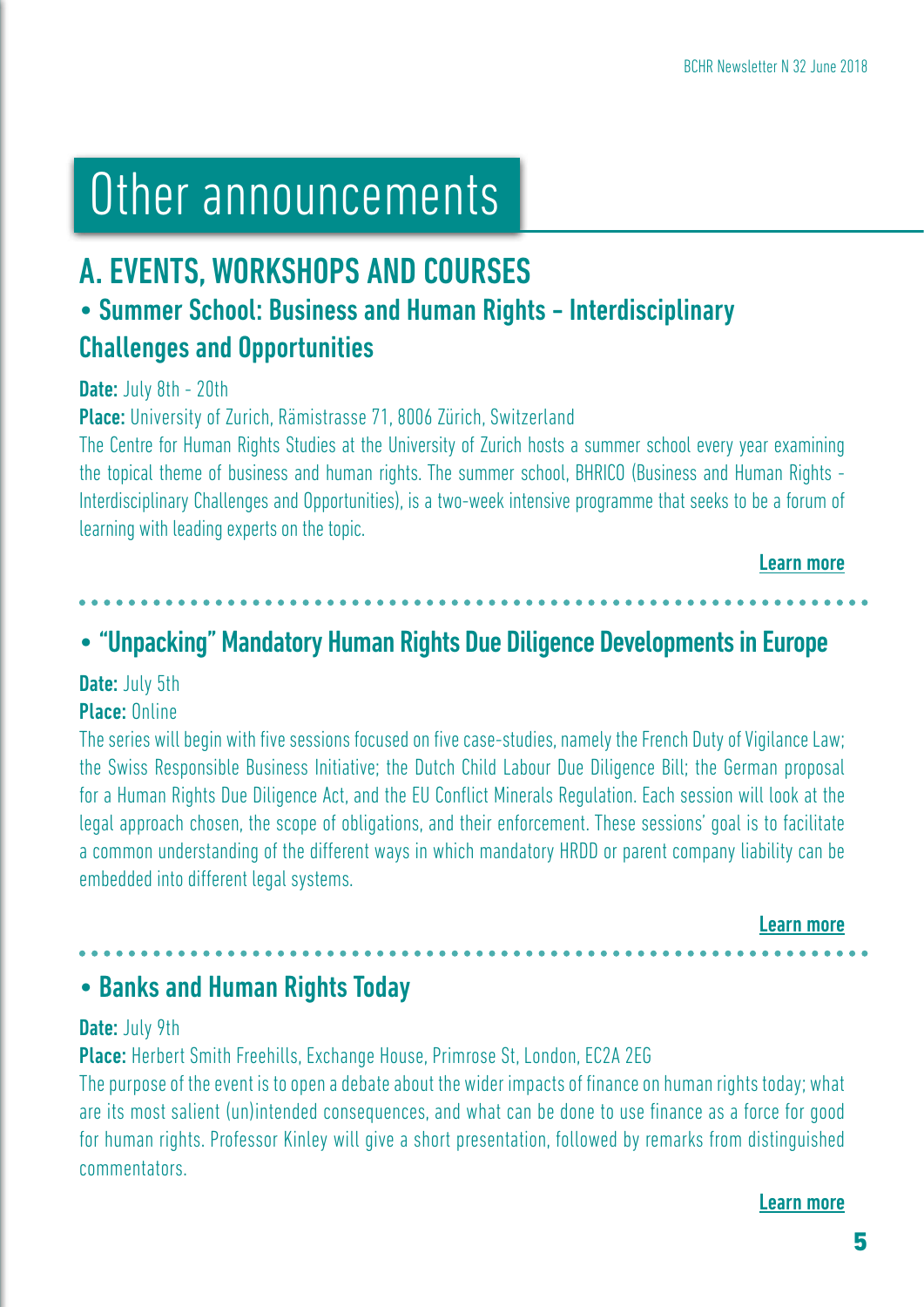# Other announcements

## A. EVENTS, WORKSHOPS AND COURSES

### • Summer School: Business and Human Rights - Interdisciplinary Challenges and Opportunities

**Date:** July 8th - 20th

**Place:** University of Zurich, Rämistrasse 71, 8006 Zürich, Switzerland

The Centre for Human Rights Studies at the University of Zurich hosts a summer school every year examining the topical theme of business and human rights. The summer school, BHRICO (Business and Human Rights - Interdisciplinary Challenges and Opportunities), is a two-week intensive programme that seeks to be a forum of learning with leading experts on the topic.

**Learn more**

---

### • "Unpacking" Mandatory Human Rights Due Diligence Developments in Europe

**Date:** July 5th

**Place:** Online

The series will begin with five sessions focused on five case-studies, namely the French Duty of Vigilance Law; the Swiss Responsible Business Initiative; the Dutch Child Labour Due Diligence Bill; the German proposal for a Human Rights Due Diligence Act, and the EU Conflict Minerals Regulation. Each session will look at the legal approach chosen, the scope of obligations, and their enforcement. These sessions' goal is to facilitate a common understanding of the different ways in which mandatory HRDD or parent company liability can be embedded into different legal systems.

**Learn more**

---

### • Banks and Human Rights Today

**Date:** July 9th

**Place:** Herbert Smith Freehills, Exchange House, Primrose St, London, EC2A 2EG

The purpose of the event is to open a debate about the wider impacts of finance on human rights today; what are its most salient (un)intended consequences, and what can be done to use finance as a force for good for human rights. Professor Kinley will give a short presentation, followed by remarks from distinguished commentators.

**Learn more**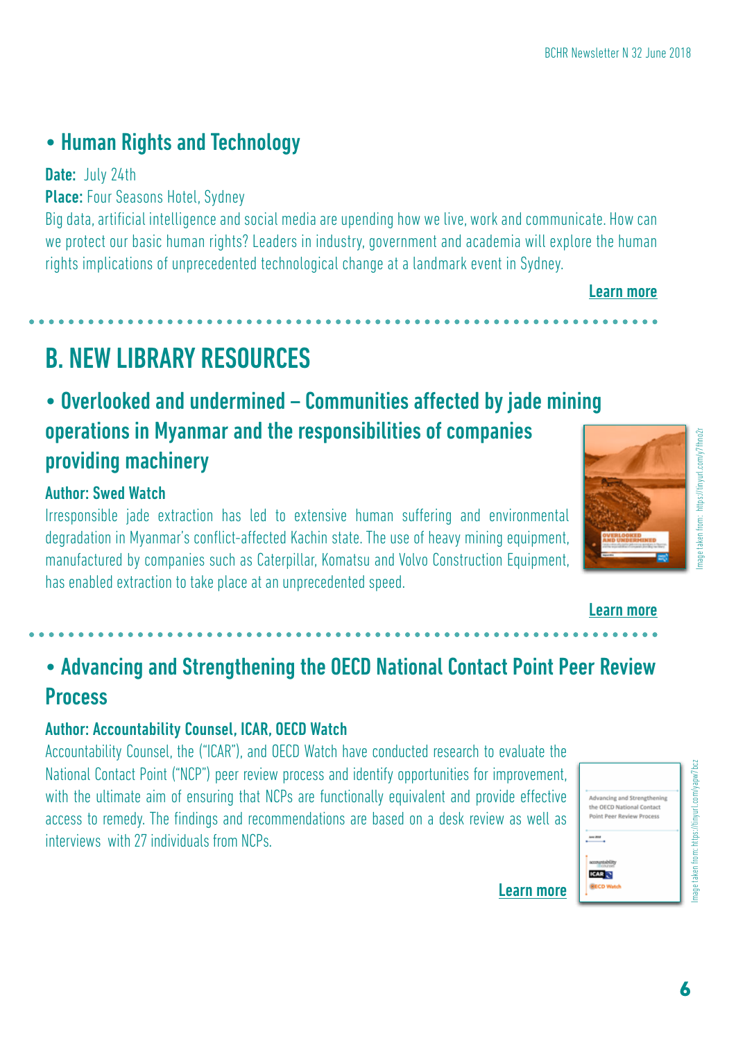## • Human Rights and Technology

**Date:** July 24th

**Place:** Four Seasons Hotel, Sydney

Big data, artificial intelligence and social media are upending how we live, work and communicate. How can we protect our basic human rights? Leaders in industry, government and academia will explore the human rights implications of unprecedented technological change at a landmark event in Sydney.

**Learn more**

# B. NEW LIBRARY RESOURCES

## • Overlooked and undermined – Communities affected by jade mining operations in Myanmar and the responsibilities of companies providing machinery

**Author: Swed Watch**

Irresponsible jade extraction has led to extensive human suffering and environmental degradation in Myanmar's conflict-affected Kachin state. The use of heavy mining equipment, manufactured by companies such as Caterpillar, Komatsu and Volvo Construction Equipment, has enabled extraction to take place at an unprecedented speed.

Image taken from: https://tinyurl.com/y7thno2r

**Learn more**

## • Advancing and Strengthening the OECD National Contact Point Peer Review Process

**Author: Accountability Counsel, ICAR, OECD Watch**

Accountability Counsel, the ("ICAR"), and OECD Watch have conducted research to evaluate the National Contact Point ("NCP") peer review process and identify opportunities for improvement, with the ultimate aim of ensuring that NCPs are functionally equivalent and provide effective access to remedy. The findings and recommendations are based on a desk review as well as interviews with 27 individuals from NCPs.

Image taken from: https://tinyurl.com/yapw7bcz

**Learn more**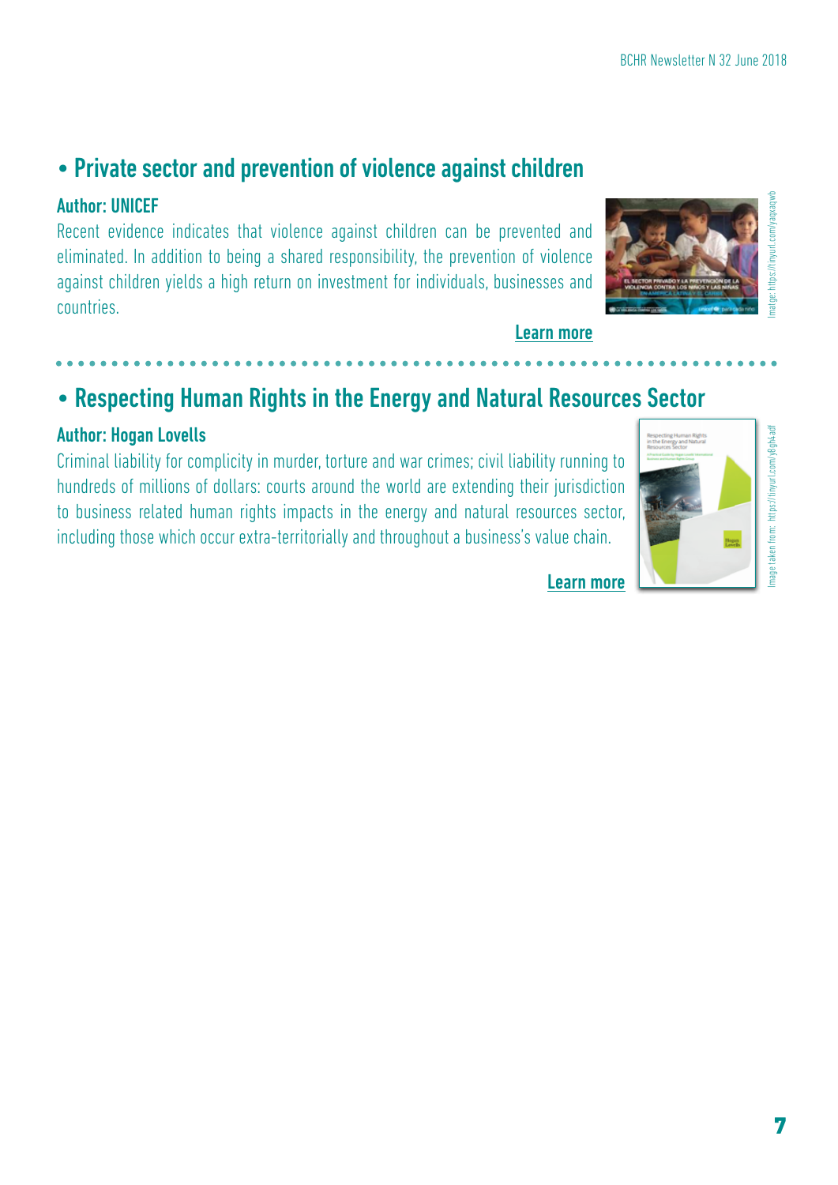## • Private sector and prevention of violence against children

**Author: UNICEF**

Recent evidence indicates that violence against children can be prevented and eliminated. In addition to being a shared responsibility, the prevention of violence against children yields a high return on investment for individuals, businesses and countries.

**Learn more**

Image: https://tinyurl.com/yaqxaqwb

## • Respecting Human Rights in the Energy and Natural Resources Sector

**Author: Hogan Lovells**

Criminal liability for complicity in murder, torture and war crimes; civil liability running to hundreds of millions of dollars: courts around the world are extending their jurisdiction to business related human rights impacts in the energy and natural resources sector, including those which occur extra-territorially and throughout a business's value chain.

**Learn more**

Image taken from: https://tinyurl.com/y8gh4adf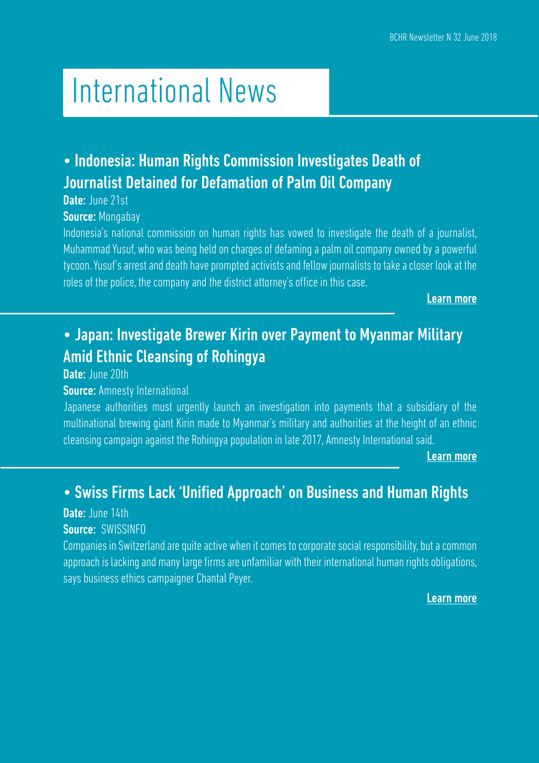# International News

## • Indonesia: Human Rights Commission Investigates Death of Journalist Detained for Defamation of Palm Oil Company

**Date:** June 21st

**Source:** Mongabay

Indonesia's national commission on human rights has vowed to investigate the death of a journalist, Muhammad Yusuf, who was being held on charges of defaming a palm oil company owned by a powerful tycoon. Yusuf's arrest and death have prompted activists and fellow journalists to take a closer look at the roles of the police, the company and the district attorney's office in this case.

**Learn more**

## • Japan: Investigate Brewer Kirin over Payment to Myanmar Military Amid Ethnic Cleansing of Rohingya

**Date:** June 20th

**Source:** Amnesty International

Japanese authorities must urgently launch an investigation into payments that a subsidiary of the multinational brewing giant Kirin made to Myanmar's military and authorities at the height of an ethnic cleansing campaign against the Rohingya population in late 2017, Amnesty International said.

**Learn more**

## • Swiss Firms Lack 'Unified Approach' on Business and Human Rights

**Date:** June 14th

**Source:** SWISSINFO

Companies in Switzerland are quite active when it comes to corporate social responsibility, but a common approach is lacking and many large firms are unfamiliar with their international human rights obligations, says business ethics campaigner Chantal Peyer.

**Learn more**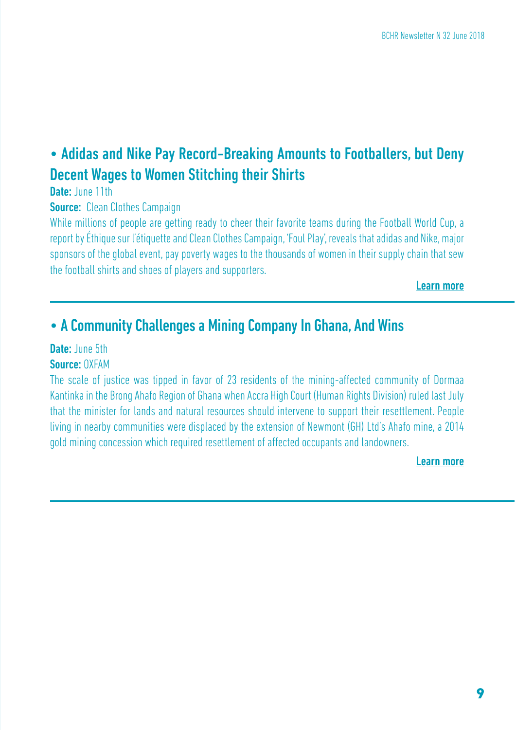## • Adidas and Nike Pay Record-Breaking Amounts to Footballers, but Deny Decent Wages to Women Stitching their Shirts

**Date:** June 11th

**Source:** Clean Clothes Campaign

While millions of people are getting ready to cheer their favorite teams during the Football World Cup, a report by Éthique sur l'étiquette and Clean Clothes Campaign, 'Foul Play', reveals that adidas and Nike, major sponsors of the global event, pay poverty wages to the thousands of women in their supply chain that sew the football shirts and shoes of players and supporters.

**Learn more**

## • A Community Challenges a Mining Company In Ghana, And Wins

**Date:** June 5th

**Source:** OXFAM

The scale of justice was tipped in favor of 23 residents of the mining-affected community of Dormaa Kantinka in the Brong Ahafo Region of Ghana when Accra High Court (Human Rights Division) ruled last July that the minister for lands and natural resources should intervene to support their resettlement. People living in nearby communities were displaced by the extension of Newmont (GH) Ltd's Ahafo mine, a 2014 gold mining concession which required resettlement of affected occupants and landowners.

**Learn more**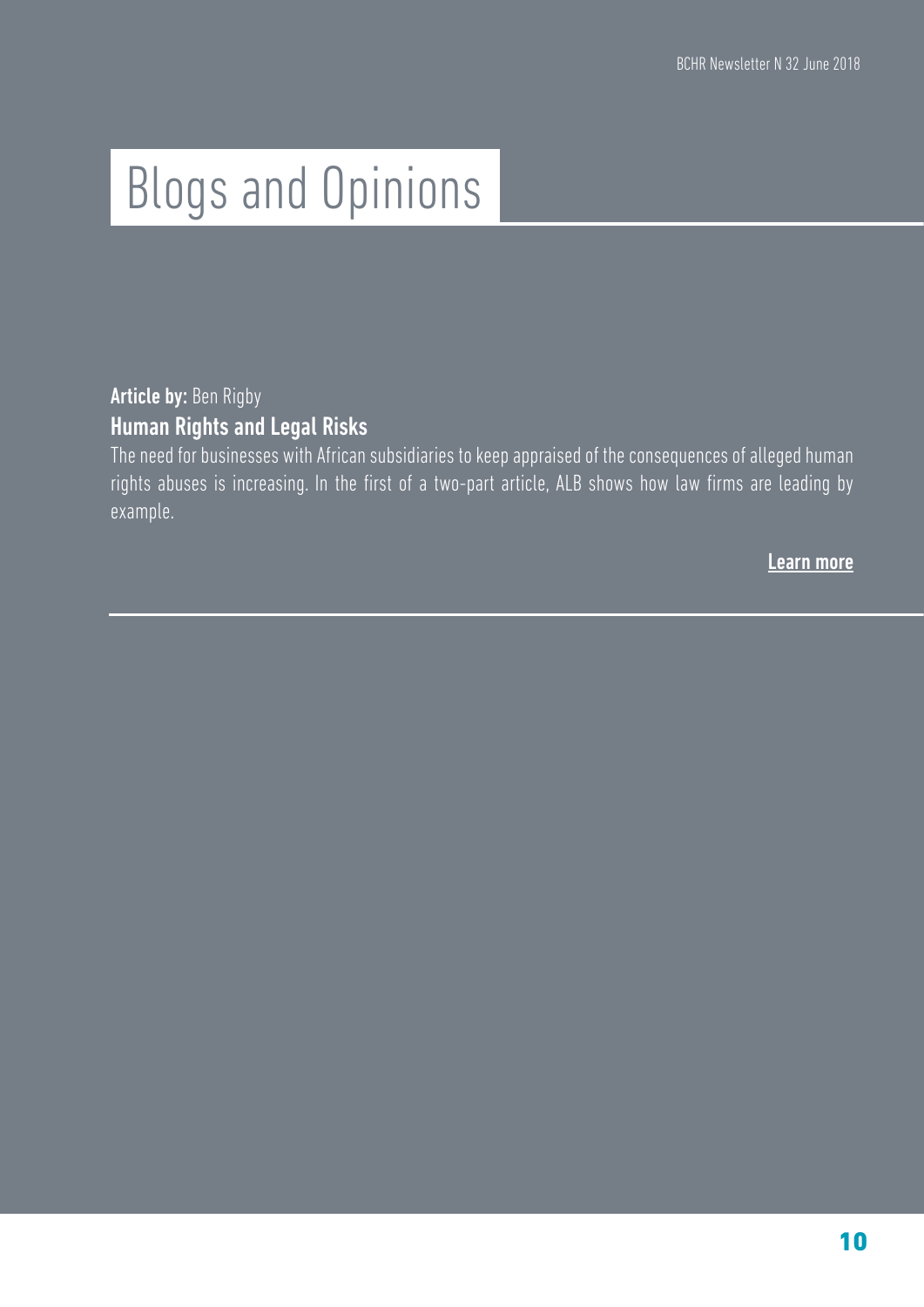# Blogs and Opinions

**Article by:** Ben Rigby

## Human Rights and Legal Risks

The need for businesses with African subsidiaries to keep appraised of the consequences of alleged human rights abuses is increasing. In the first of a two-part article, ALB shows how law firms are leading by example.

**Learn more**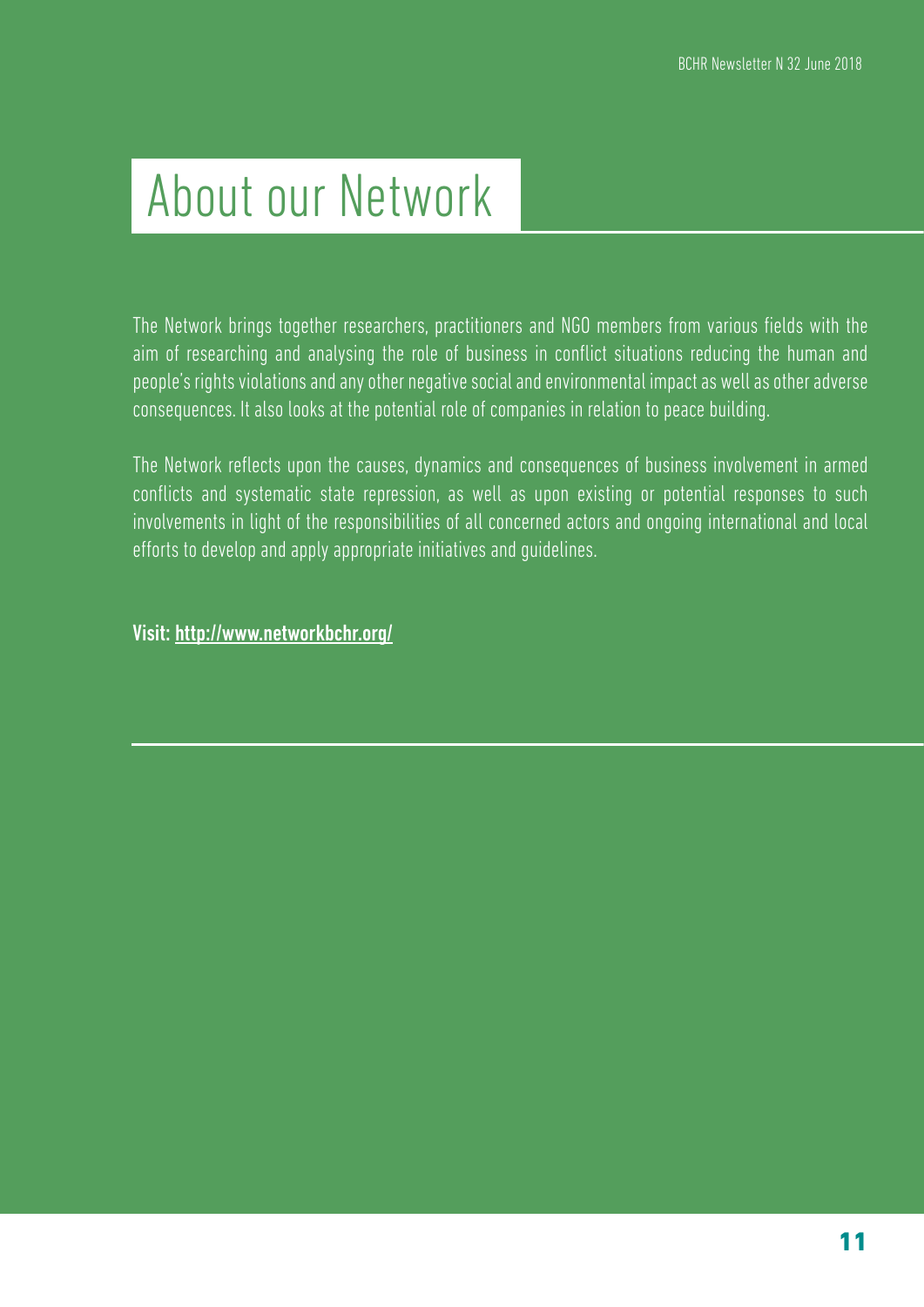# About our Network

The Network brings together researchers, practitioners and NGO members from various fields with the aim of researching and analysing the role of business in conflict situations reducing the human and people's rights violations and any other negative social and environmental impact as well as other adverse consequences. It also looks at the potential role of companies in relation to peace building.

The Network reflects upon the causes, dynamics and consequences of business involvement in armed conflicts and systematic state repression, as well as upon existing or potential responses to such involvements in light of the responsibilities of all concerned actors and ongoing international and local efforts to develop and apply appropriate initiatives and guidelines.

**Visit: http://www.networkbchr.org/**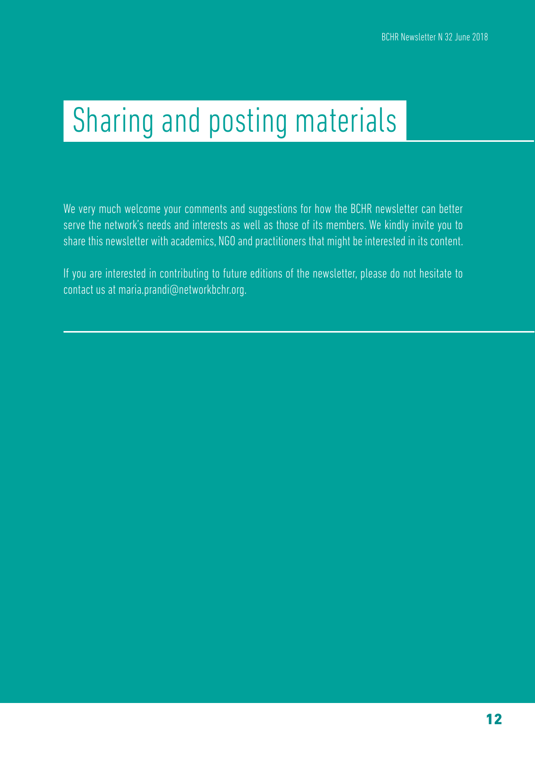# Sharing and posting materials

We very much welcome your comments and suggestions for how the BCHR newsletter can better serve the network's needs and interests as well as those of its members. We kindly invite you to share this newsletter with academics, NGO and practitioners that might be interested in its content.

If you are interested in contributing to future editions of the newsletter, please do not hesitate to contact us at maria.prandi@networkbchr.org.